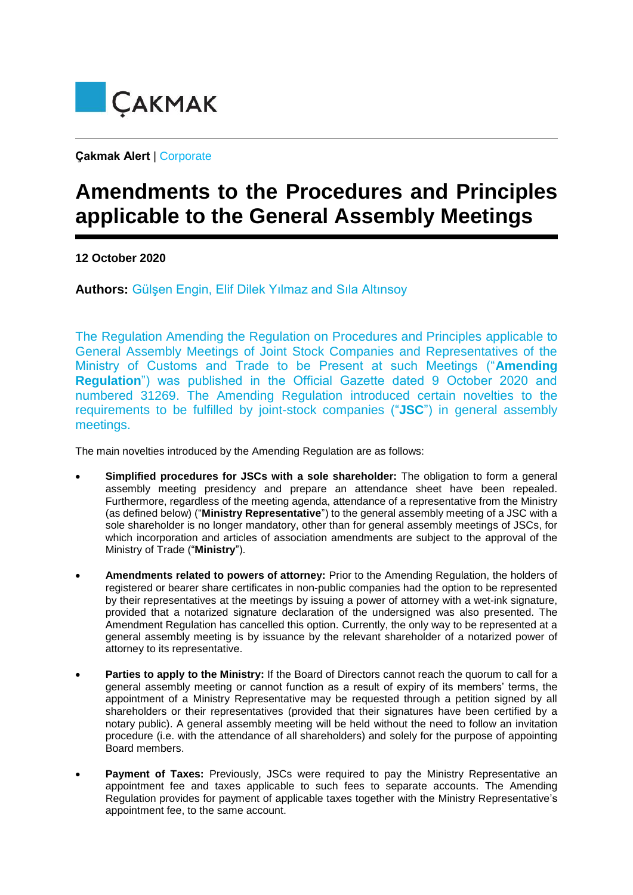ÇAKMAK

**Çakmak Alert** | Corporate

# Amendments to the Procedures and Principles applicable to the General Assembly Meetings

**12 October 2020**

**Authors:** Gülşen Engin, Elif Dilek Yılmaz and Sıla Altınsoy

The Regulation Amending the Regulation on Procedures and Principles applicable to General Assembly Meetings of Joint Stock Companies and Representatives of the Ministry of Customs and Trade to be Present at such Meetings ("**Amending Regulation**") was published in the Official Gazette dated 9 October 2020 and numbered 31269. The Amending Regulation introduced certain novelties to the requirements to be fulfilled by joint-stock companies ("**JSC**") in general assembly meetings.

The main novelties introduced by the Amending Regulation are as follows:

- **Simplified procedures for JSCs with a sole shareholder:** The obligation to form a general assembly meeting presidency and prepare an attendance sheet have been repealed. Furthermore, regardless of the meeting agenda, attendance of a representative from the Ministry (as defined below) ("**Ministry Representative**") to the general assembly meeting of a JSC with a sole shareholder is no longer mandatory, other than for general assembly meetings of JSCs, for which incorporation and articles of association amendments are subject to the approval of the Ministry of Trade ("**Ministry**").
- **Amendments related to powers of attorney:** Prior to the Amending Regulation, the holders of registered or bearer share certificates in non-public companies had the option to be represented by their representatives at the meetings by issuing a power of attorney with a wet-ink signature, provided that a notarized signature declaration of the undersigned was also presented. The Amendment Regulation has cancelled this option. Currently, the only way to be represented at a general assembly meeting is by issuance by the relevant shareholder of a notarized power of attorney to its representative.
- **Parties to apply to the Ministry:** If the Board of Directors cannot reach the quorum to call for a general assembly meeting or cannot function as a result of expiry of its members' terms, the appointment of a Ministry Representative may be requested through a petition signed by all shareholders or their representatives (provided that their signatures have been certified by a notary public). A general assembly meeting will be held without the need to follow an invitation procedure (i.e. with the attendance of all shareholders) and solely for the purpose of appointing Board members.
- **Payment of Taxes:** Previously, JSCs were required to pay the Ministry Representative an appointment fee and taxes applicable to such fees to separate accounts. The Amending Regulation provides for payment of applicable taxes together with the Ministry Representative's appointment fee, to the same account.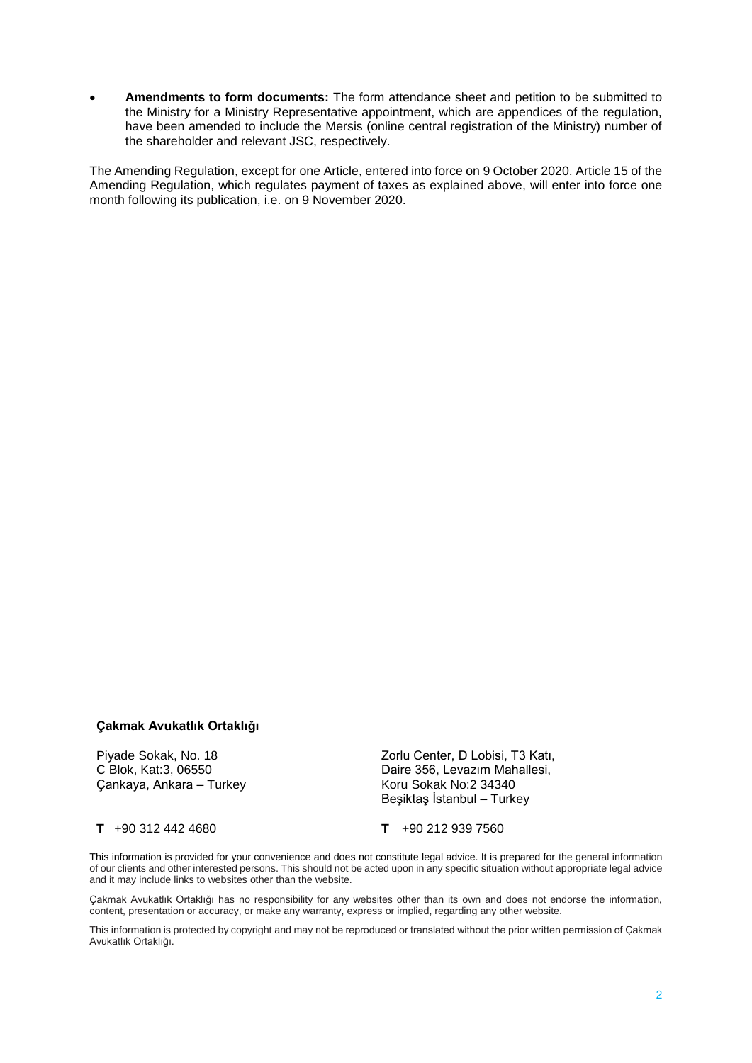- **Amendments to form documents:** The form attendance sheet and petition to be submitted to the Ministry for a Ministry Representative appointment, which are appendices of the regulation, have been amended to include the Mersis (online central registration of the Ministry) number of the shareholder and relevant JSC, respectively.

The Amending Regulation, except for one Article, entered into force on 9 October 2020. Article 15 of the Amending Regulation, which regulates payment of taxes as explained above, will enter into force one month following its publication, i.e. on 9 November 2020.

**Çakmak Avukatlık Ortaklığı**

Piyade Sokak, No. 18
C Blok, Kat:3, 06550
Çankaya, Ankara – Turkey

**T** +90 312 442 4680

Zorlu Center, D Lobisi, T3 Katı,
Daire 356, Levazım Mahallesi,
Koru Sokak No:2 34340
Beşiktaş İstanbul – Turkey

**T** +90 212 939 7560

This information is provided for your convenience and does not constitute legal advice. It is prepared for the general information of our clients and other interested persons. This should not be acted upon in any specific situation without appropriate legal advice and it may include links to websites other than the website.

Çakmak Avukatlık Ortaklığı has no responsibility for any websites other than its own and does not endorse the information, content, presentation or accuracy, or make any warranty, express or implied, regarding any other website.

This information is protected by copyright and may not be reproduced or translated without the prior written permission of Çakmak Avukatlık Ortaklığı.